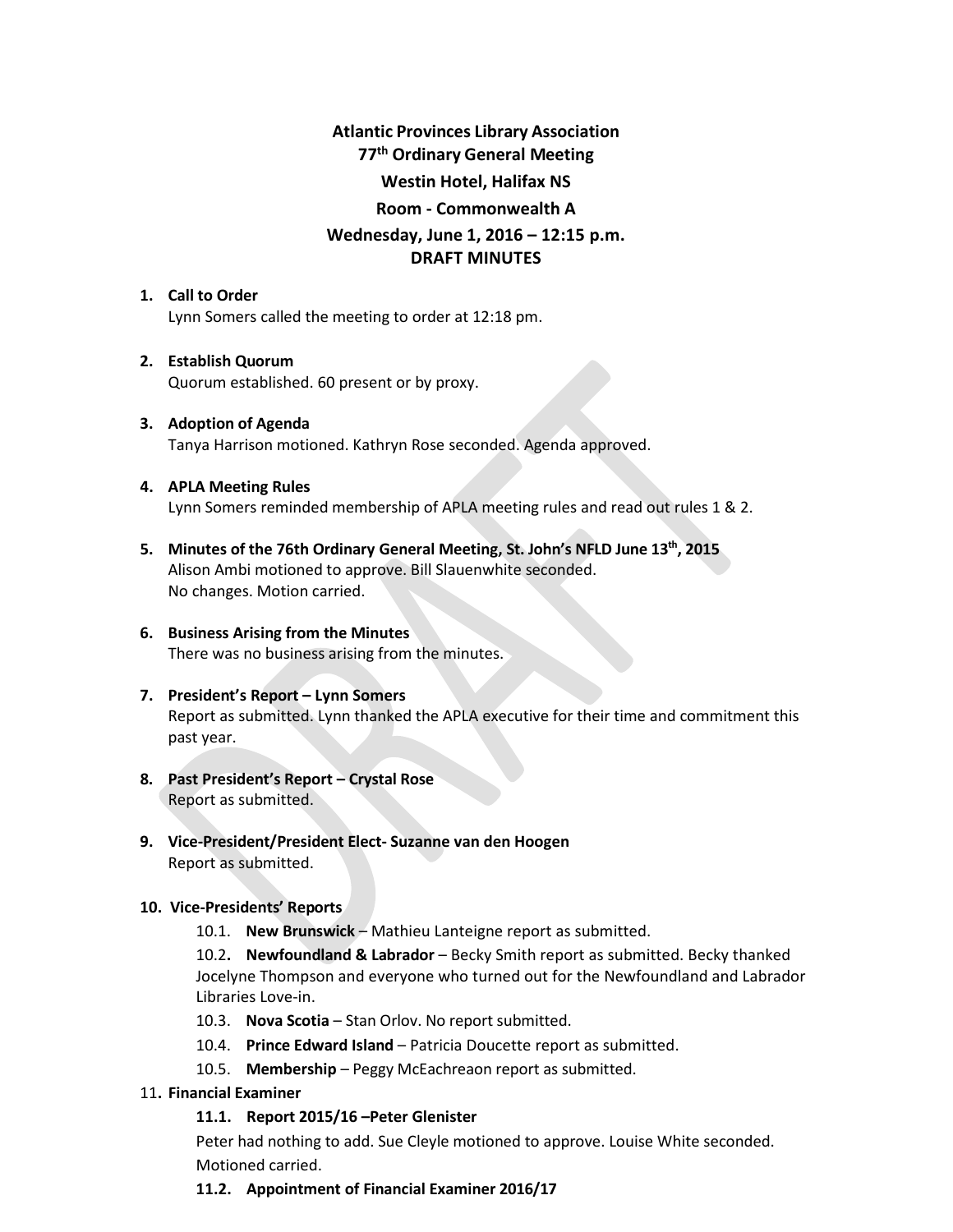**Atlantic Provinces Library Association**
**77th Ordinary General Meeting**
**Westin Hotel, Halifax NS**
**Room - Commonwealth A**
**Wednesday, June 1, 2016 – 12:15 p.m.**
**DRAFT MINUTES**

1. **Call to Order**
   Lynn Somers called the meeting to order at 12:18 pm.

2. **Establish Quorum**
   Quorum established. 60 present or by proxy.

3. **Adoption of Agenda**
   Tanya Harrison motioned. Kathryn Rose seconded. Agenda approved.

4. **APLA Meeting Rules**
   Lynn Somers reminded membership of APLA meeting rules and read out rules 1 & 2.

5. **Minutes of the 76th Ordinary General Meeting, St. John's NFLD June 13th, 2015**
   Alison Ambi motioned to approve. Bill Slauenwhite seconded.
   No changes. Motion carried.

6. **Business Arising from the Minutes**
   There was no business arising from the minutes.

7. **President's Report – Lynn Somers**
   Report as submitted. Lynn thanked the APLA executive for their time and commitment this past year.

8. **Past President's Report – Crystal Rose**
   Report as submitted.

9. **Vice-President/President Elect- Suzanne van den Hoogen**
   Report as submitted.

10. **Vice-Presidents' Reports**
    10.1. **New Brunswick** – Mathieu Lanteigne report as submitted.
    10.2. **Newfoundland & Labrador** – Becky Smith report as submitted. Becky thanked Jocelyne Thompson and everyone who turned out for the Newfoundland and Labrador Libraries Love-in.
    10.3. **Nova Scotia** – Stan Orlov. No report submitted.
    10.4. **Prince Edward Island** – Patricia Doucette report as submitted.
    10.5. **Membership** – Peggy McEachreaon report as submitted.

11. **Financial Examiner**
    **11.1. Report 2015/16 –Peter Glenister**
    Peter had nothing to add. Sue Cleyle motioned to approve. Louise White seconded. Motioned carried.
    **11.2. Appointment of Financial Examiner 2016/17**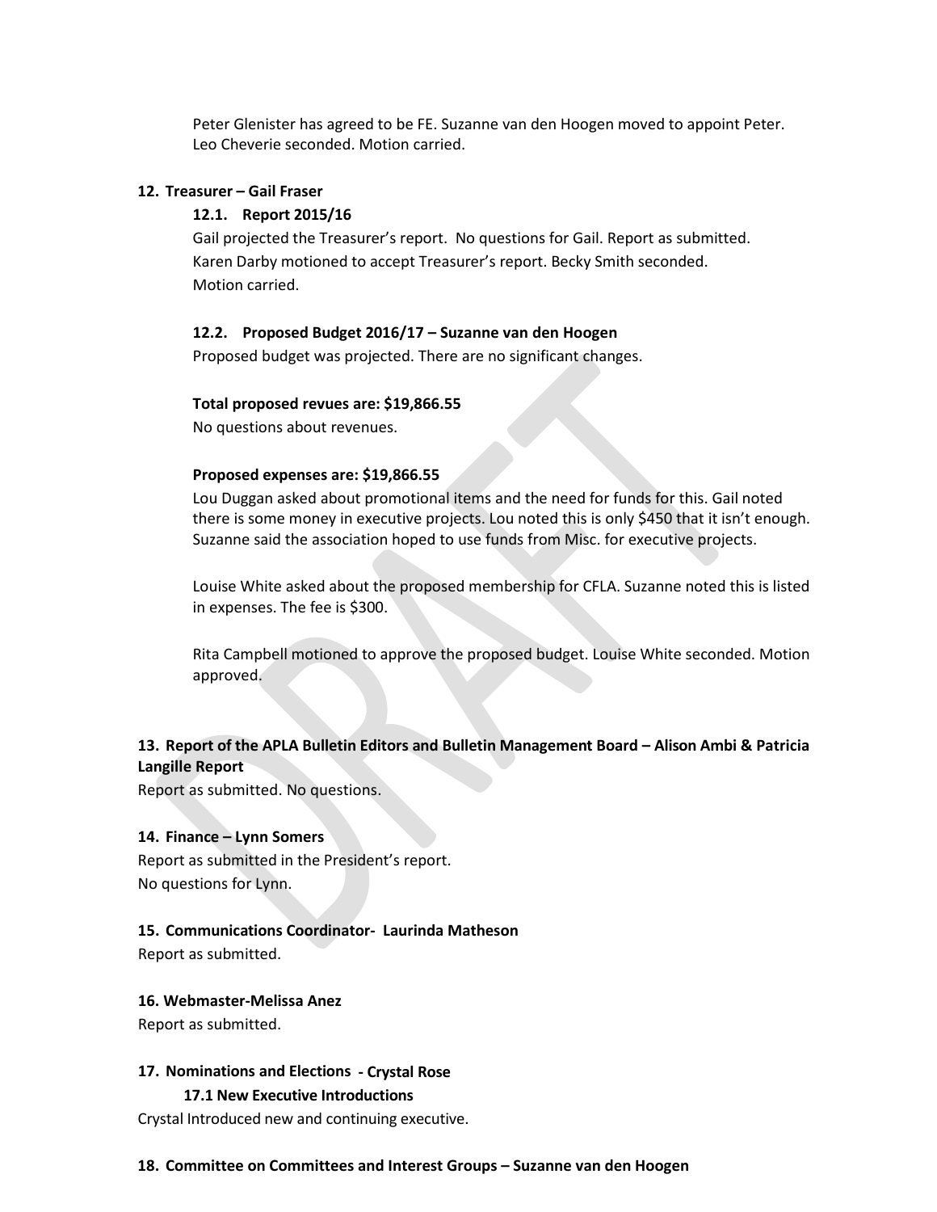Peter Glenister has agreed to be FE. Suzanne van den Hoogen moved to appoint Peter. Leo Cheverie seconded. Motion carried.

## 12. Treasurer – Gail Fraser

### 12.1. Report 2015/16

Gail projected the Treasurer's report. No questions for Gail. Report as submitted.
Karen Darby motioned to accept Treasurer's report. Becky Smith seconded.
Motion carried.

### 12.2. Proposed Budget 2016/17 – Suzanne van den Hoogen

Proposed budget was projected. There are no significant changes.

**Total proposed revues are: $19,866.55**

No questions about revenues.

**Proposed expenses are: $19,866.55**

Lou Duggan asked about promotional items and the need for funds for this. Gail noted there is some money in executive projects. Lou noted this is only $450 that it isn't enough. Suzanne said the association hoped to use funds from Misc. for executive projects.

Louise White asked about the proposed membership for CFLA. Suzanne noted this is listed in expenses. The fee is $300.

Rita Campbell motioned to approve the proposed budget. Louise White seconded. Motion approved.

## 13. Report of the APLA Bulletin Editors and Bulletin Management Board – Alison Ambi & Patricia Langille Report

Report as submitted. No questions.

## 14. Finance – Lynn Somers

Report as submitted in the President's report.
No questions for Lynn.

## 15. Communications Coordinator- Laurinda Matheson

Report as submitted.

## 16. Webmaster-Melissa Anez

Report as submitted.

## 17. Nominations and Elections - Crystal Rose

### 17.1 New Executive Introductions

Crystal Introduced new and continuing executive.

## 18. Committee on Committees and Interest Groups – Suzanne van den Hoogen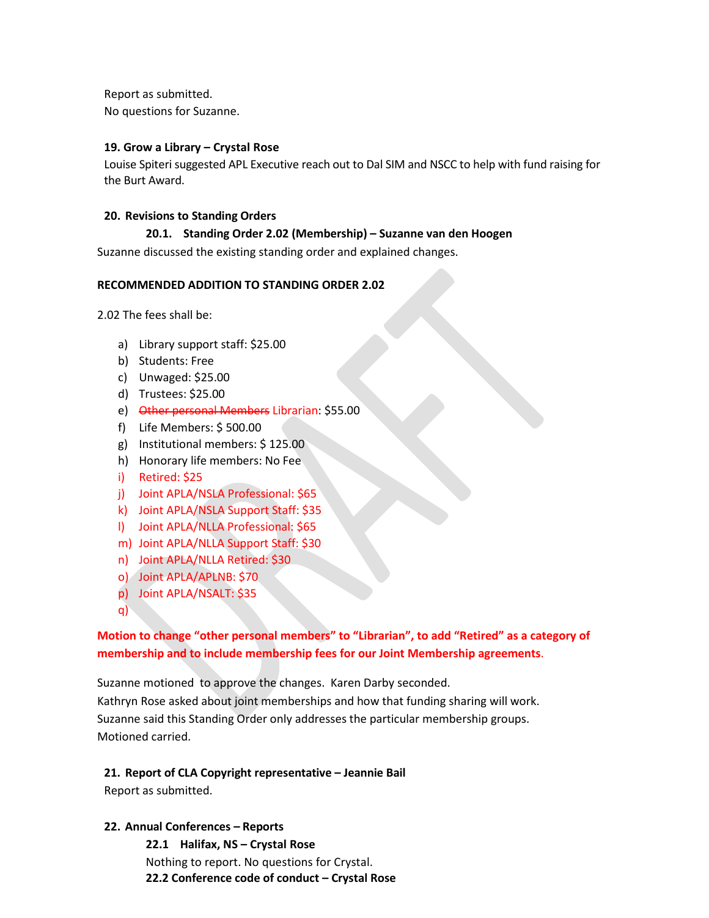Report as submitted.
No questions for Suzanne.

**19. Grow a Library – Crystal Rose**

Louise Spiteri suggested APL Executive reach out to Dal SIM and NSCC to help with fund raising for the Burt Award.

**20. Revisions to Standing Orders**

**20.1. Standing Order 2.02 (Membership) – Suzanne van den Hoogen**

Suzanne discussed the existing standing order and explained changes.

**RECOMMENDED ADDITION TO STANDING ORDER 2.02**

2.02 The fees shall be:

a) Library support staff: $25.00
b) Students: Free
c) Unwaged: $25.00
d) Trustees: $25.00
e) ~~Other personal Members~~ Librarian: $55.00
f) Life Members: $ 500.00
g) Institutional members: $ 125.00
h) Honorary life members: No Fee
i) Retired: $25
j) Joint APLA/NSLA Professional: $65
k) Joint APLA/NSLA Support Staff: $35
l) Joint APLA/NLLA Professional: $65
m) Joint APLA/NLLA Support Staff: $30
n) Joint APLA/NLLA Retired: $30
o) Joint APLA/APLNB: $70
p) Joint APLA/NSALT: $35
q)

**Motion to change "other personal members" to "Librarian", to add "Retired" as a category of membership and to include membership fees for our Joint Membership agreements.**

Suzanne motioned to approve the changes. Karen Darby seconded.
Kathryn Rose asked about joint memberships and how that funding sharing will work.
Suzanne said this Standing Order only addresses the particular membership groups.
Motioned carried.

**21. Report of CLA Copyright representative – Jeannie Bail**

Report as submitted.

**22. Annual Conferences – Reports**

**22.1 Halifax, NS – Crystal Rose**

Nothing to report. No questions for Crystal.

**22.2 Conference code of conduct – Crystal Rose**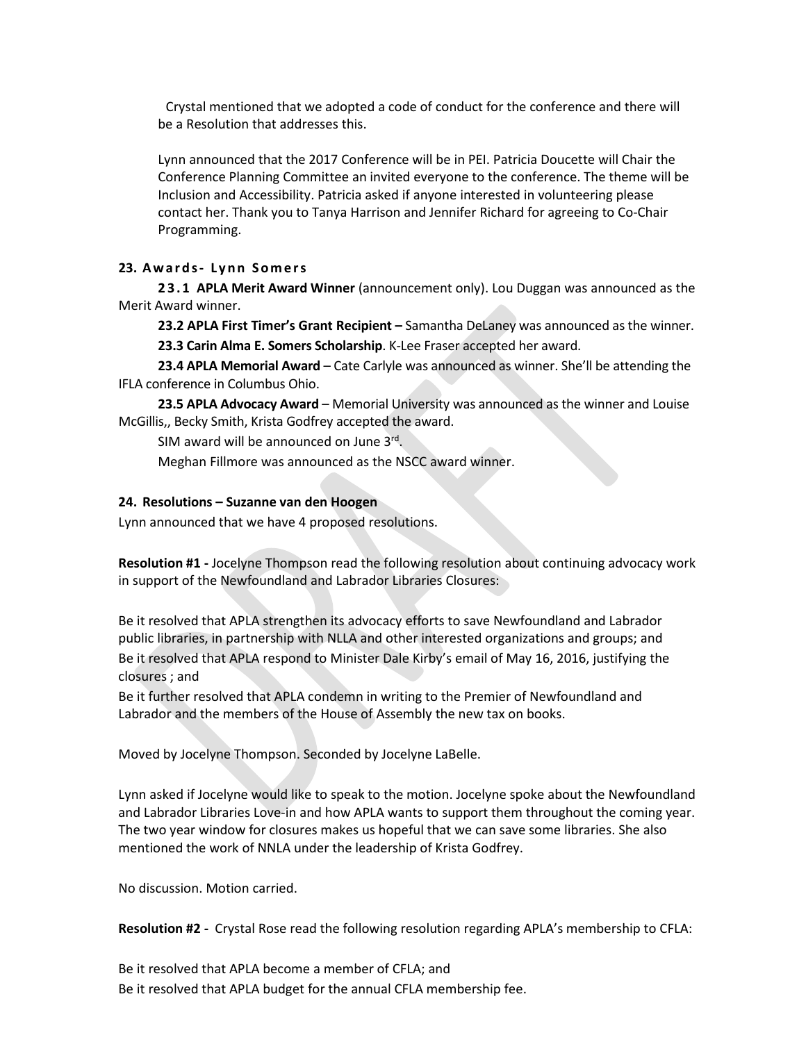Crystal mentioned that we adopted a code of conduct for the conference and there will be a Resolution that addresses this.

Lynn announced that the 2017 Conference will be in PEI. Patricia Doucette will Chair the Conference Planning Committee an invited everyone to the conference. The theme will be Inclusion and Accessibility. Patricia asked if anyone interested in volunteering please contact her. Thank you to Tanya Harrison and Jennifer Richard for agreeing to Co-Chair Programming.

**23. Awards- Lynn Somers**

**23.1 APLA Merit Award Winner** (announcement only). Lou Duggan was announced as the Merit Award winner.

**23.2 APLA First Timer's Grant Recipient –** Samantha DeLaney was announced as the winner.

**23.3 Carin Alma E. Somers Scholarship**. K-Lee Fraser accepted her award.

**23.4 APLA Memorial Award** – Cate Carlyle was announced as winner. She'll be attending the IFLA conference in Columbus Ohio.

**23.5 APLA Advocacy Award** – Memorial University was announced as the winner and Louise McGillis,, Becky Smith, Krista Godfrey accepted the award.

SIM award will be announced on June 3rd.

Meghan Fillmore was announced as the NSCC award winner.

**24. Resolutions – Suzanne van den Hoogen**

Lynn announced that we have 4 proposed resolutions.

**Resolution #1 -** Jocelyne Thompson read the following resolution about continuing advocacy work in support of the Newfoundland and Labrador Libraries Closures:

Be it resolved that APLA strengthen its advocacy efforts to save Newfoundland and Labrador public libraries, in partnership with NLLA and other interested organizations and groups; and
Be it resolved that APLA respond to Minister Dale Kirby's email of May 16, 2016, justifying the closures ; and
Be it further resolved that APLA condemn in writing to the Premier of Newfoundland and Labrador and the members of the House of Assembly the new tax on books.

Moved by Jocelyne Thompson. Seconded by Jocelyne LaBelle.

Lynn asked if Jocelyne would like to speak to the motion. Jocelyne spoke about the Newfoundland and Labrador Libraries Love-in and how APLA wants to support them throughout the coming year. The two year window for closures makes us hopeful that we can save some libraries. She also mentioned the work of NNLA under the leadership of Krista Godfrey.

No discussion. Motion carried.

**Resolution #2 -** Crystal Rose read the following resolution regarding APLA's membership to CFLA:

Be it resolved that APLA become a member of CFLA; and
Be it resolved that APLA budget for the annual CFLA membership fee.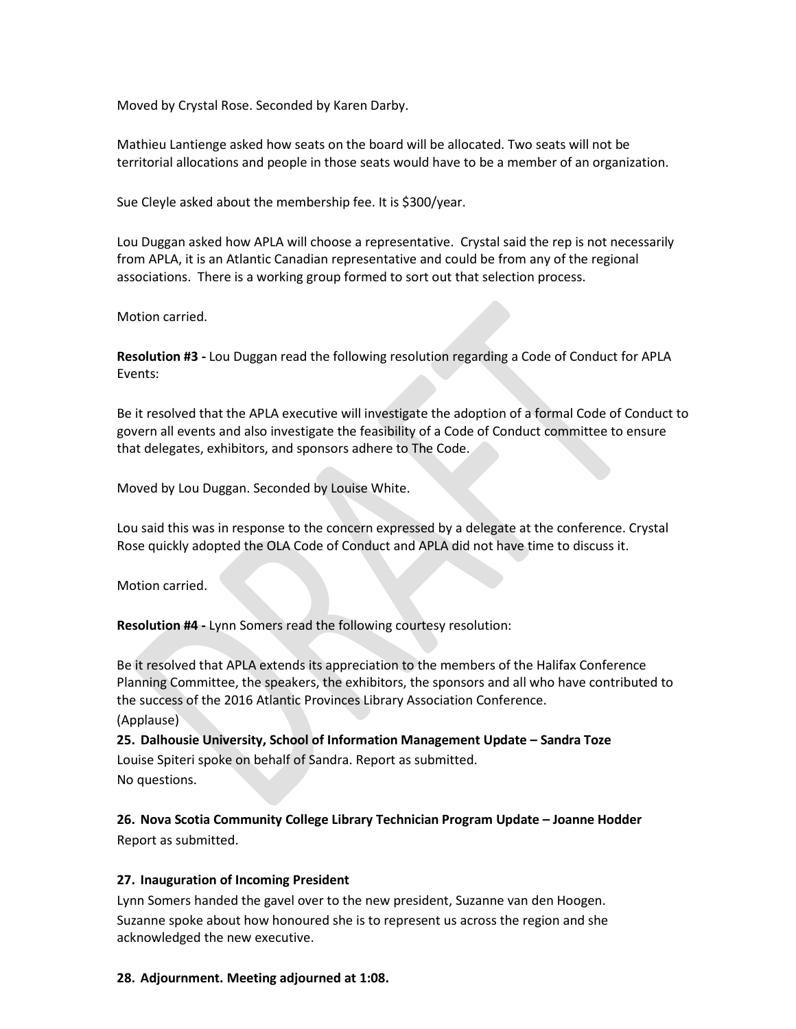Moved by Crystal Rose. Seconded by Karen Darby.

Mathieu Lantienge asked how seats on the board will be allocated. Two seats will not be territorial allocations and people in those seats would have to be a member of an organization.

Sue Cleyle asked about the membership fee. It is $300/year.

Lou Duggan asked how APLA will choose a representative. Crystal said the rep is not necessarily from APLA, it is an Atlantic Canadian representative and could be from any of the regional associations. There is a working group formed to sort out that selection process.

Motion carried.

**Resolution #3 -** Lou Duggan read the following resolution regarding a Code of Conduct for APLA Events:

Be it resolved that the APLA executive will investigate the adoption of a formal Code of Conduct to govern all events and also investigate the feasibility of a Code of Conduct committee to ensure that delegates, exhibitors, and sponsors adhere to The Code.

Moved by Lou Duggan. Seconded by Louise White.

Lou said this was in response to the concern expressed by a delegate at the conference. Crystal Rose quickly adopted the OLA Code of Conduct and APLA did not have time to discuss it.

Motion carried.

**Resolution #4 -** Lynn Somers read the following courtesy resolution:

Be it resolved that APLA extends its appreciation to the members of the Halifax Conference Planning Committee, the speakers, the exhibitors, the sponsors and all who have contributed to the success of the 2016 Atlantic Provinces Library Association Conference.
(Applause)

**25. Dalhousie University, School of Information Management Update – Sandra Toze**

Louise Spiteri spoke on behalf of Sandra. Report as submitted.
No questions.

**26. Nova Scotia Community College Library Technician Program Update – Joanne Hodder**

Report as submitted.

**27. Inauguration of Incoming President**

Lynn Somers handed the gavel over to the new president, Suzanne van den Hoogen.
Suzanne spoke about how honoured she is to represent us across the region and she acknowledged the new executive.

**28. Adjournment. Meeting adjourned at 1:08.**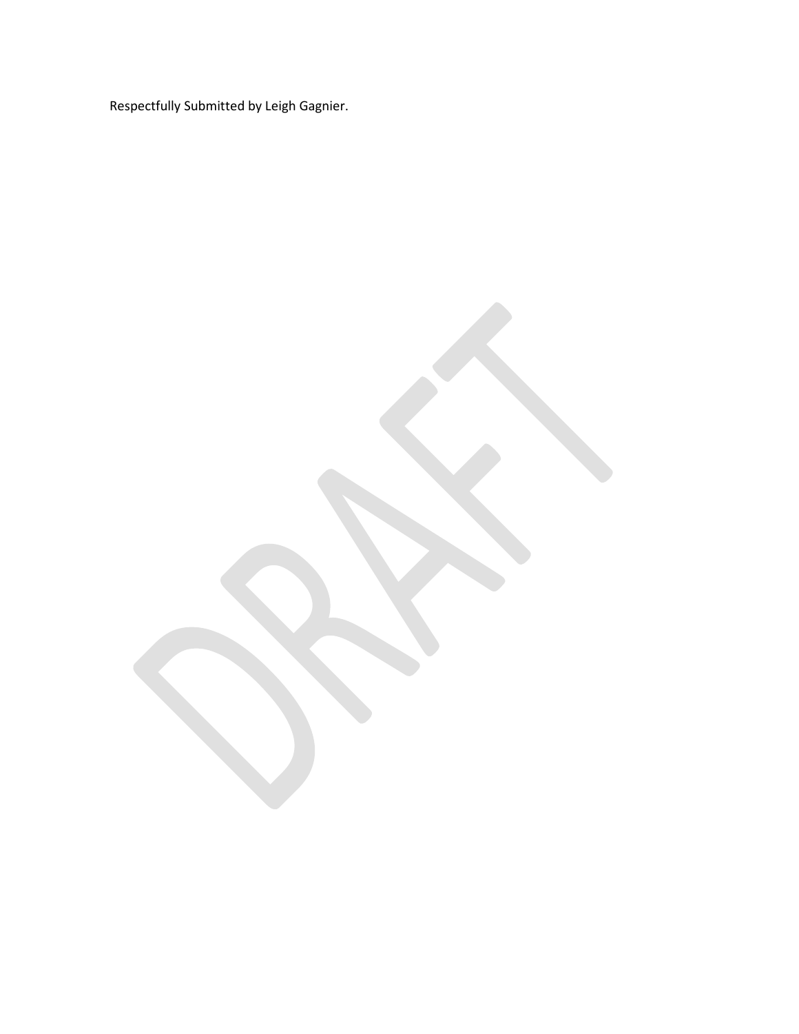Respectfully Submitted by Leigh Gagnier.